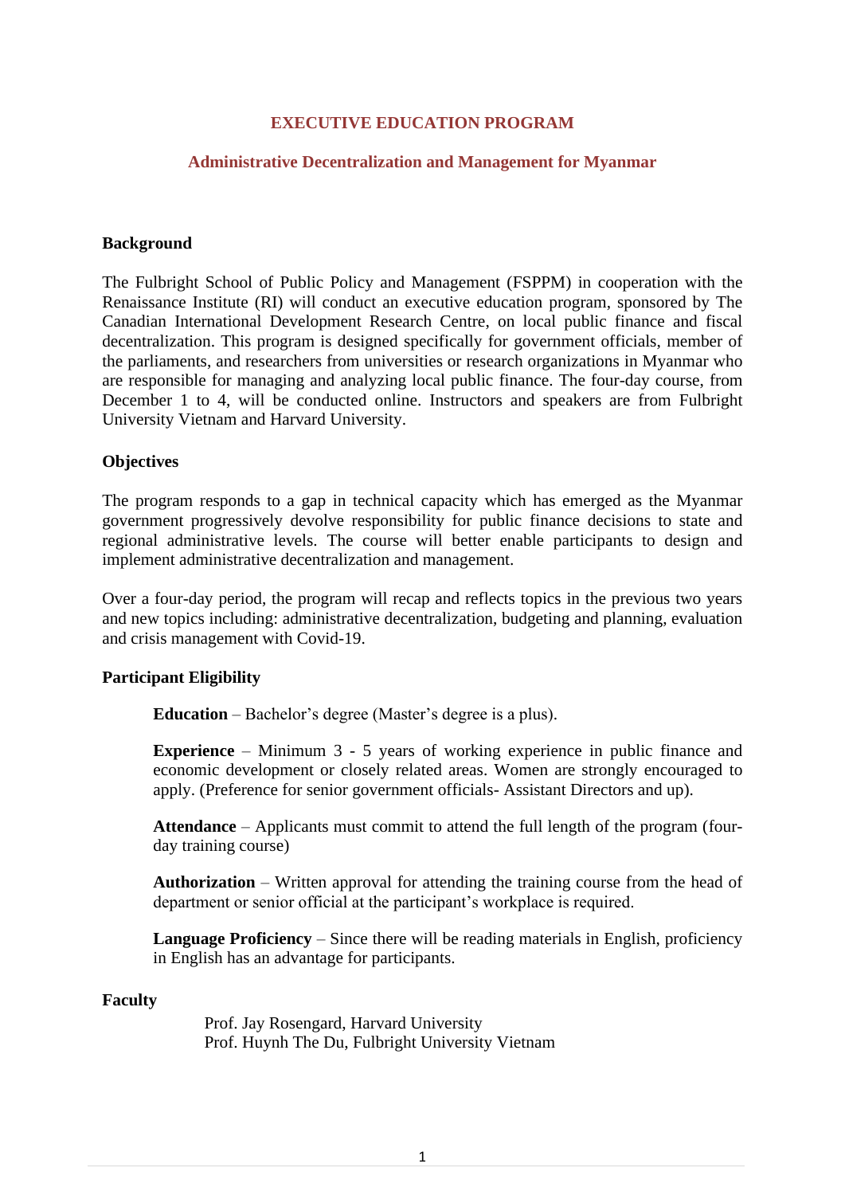# EXECUTIVE EDUCATION PROGRAM

## Administrative Decentralization and Management for Myanmar

### Background

The Fulbright School of Public Policy and Management (FSPPM) in cooperation with the Renaissance Institute (RI) will conduct an executive education program, sponsored by The Canadian International Development Research Centre, on local public finance and fiscal decentralization. This program is designed specifically for government officials, member of the parliaments, and researchers from universities or research organizations in Myanmar who are responsible for managing and analyzing local public finance. The four-day course, from December 1 to 4, will be conducted online. Instructors and speakers are from Fulbright University Vietnam and Harvard University.

### Objectives

The program responds to a gap in technical capacity which has emerged as the Myanmar government progressively devolve responsibility for public finance decisions to state and regional administrative levels. The course will better enable participants to design and implement administrative decentralization and management.

Over a four-day period, the program will recap and reflects topics in the previous two years and new topics including: administrative decentralization, budgeting and planning, evaluation and crisis management with Covid-19.

### Participant Eligibility

**Education** – Bachelor's degree (Master's degree is a plus).

**Experience** – Minimum 3 - 5 years of working experience in public finance and economic development or closely related areas. Women are strongly encouraged to apply. (Preference for senior government officials- Assistant Directors and up).

**Attendance** – Applicants must commit to attend the full length of the program (four-day training course)

**Authorization** – Written approval for attending the training course from the head of department or senior official at the participant's workplace is required.

**Language Proficiency** – Since there will be reading materials in English, proficiency in English has an advantage for participants.

### Faculty

Prof. Jay Rosengard, Harvard University  
Prof. Huynh The Du, Fulbright University Vietnam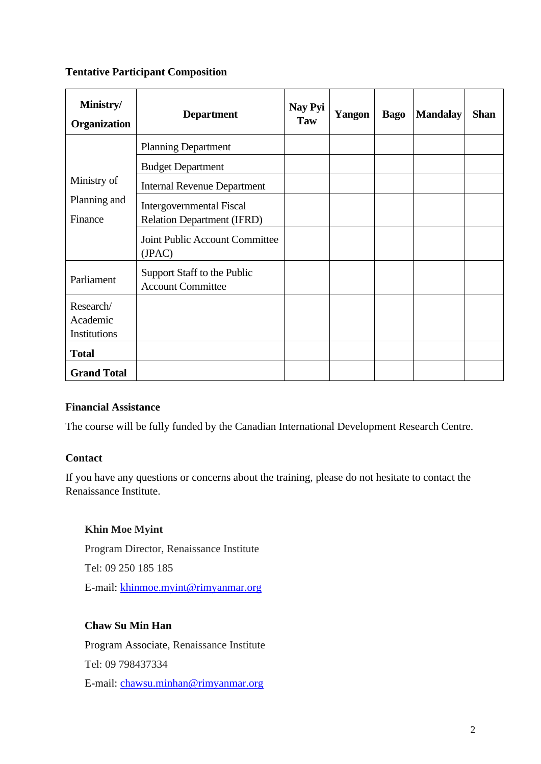**Tentative Participant Composition**

| Ministry/ Organization | Department | Nay Pyi Taw | Yangon | Bago | Mandalay | Shan |
|---|---|---|---|---|---|---|
| Ministry of Planning and Finance | Planning Department | | | | | |
| | Budget Department | | | | | |
| | Internal Revenue Department | | | | | |
| | Intergovernmental Fiscal Relation Department (IFRD) | | | | | |
| | Joint Public Account Committee (JPAC) | | | | | |
| Parliament | Support Staff to the Public Account Committee | | | | | |
| Research/ Academic Institutions | | | | | | |
| **Total** | | | | | | |
| **Grand Total** | | | | | | |

**Financial Assistance**

The course will be fully funded by the Canadian International Development Research Centre.

**Contact**

If you have any questions or concerns about the training, please do not hesitate to contact the Renaissance Institute.

**Khin Moe Myint**

Program Director, Renaissance Institute

Tel: 09 250 185 185

E-mail: khinmoe.myint@rimyanmar.org

**Chaw Su Min Han**

Program Associate, Renaissance Institute

Tel: 09 798437334

E-mail: chawsu.minhan@rimyanmar.org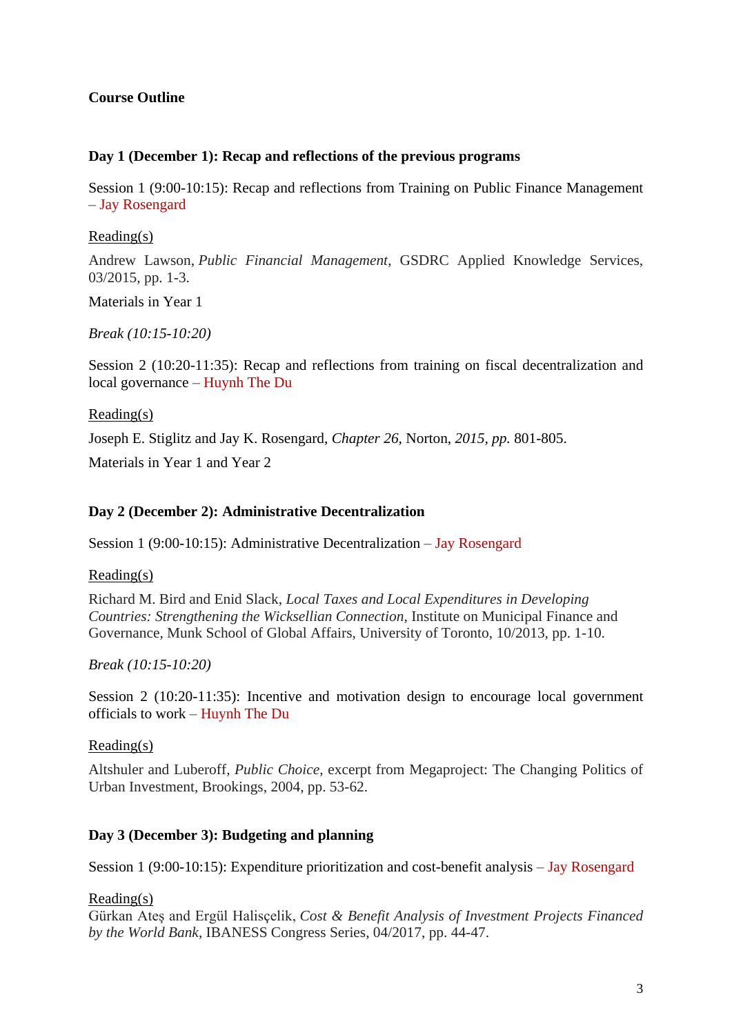**Course Outline**

**Day 1 (December 1): Recap and reflections of the previous programs**

Session 1 (9:00-10:15): Recap and reflections from Training on Public Finance Management – Jay Rosengard

<u>Reading(s)</u>

Andrew Lawson, *Public Financial Management*, GSDRC Applied Knowledge Services, 03/2015, pp. 1-3.

Materials in Year 1

*Break (10:15-10:20)*

Session 2 (10:20-11:35): Recap and reflections from training on fiscal decentralization and local governance – Huynh The Du

<u>Reading(s)</u>

Joseph E. Stiglitz and Jay K. Rosengard, *Chapter 26,* Norton, *2015, pp.* 801-805.

Materials in Year 1 and Year 2

**Day 2 (December 2): Administrative Decentralization**

Session 1 (9:00-10:15): Administrative Decentralization – Jay Rosengard

<u>Reading(s)</u>

Richard M. Bird and Enid Slack, *Local Taxes and Local Expenditures in Developing Countries: Strengthening the Wicksellian Connection*, Institute on Municipal Finance and Governance, Munk School of Global Affairs, University of Toronto, 10/2013, pp. 1-10.

*Break (10:15-10:20)*

Session 2 (10:20-11:35): Incentive and motivation design to encourage local government officials to work – Huynh The Du

<u>Reading(s)</u>

Altshuler and Luberoff, *Public Choice*, excerpt from Megaproject: The Changing Politics of Urban Investment, Brookings, 2004, pp. 53-62.

**Day 3 (December 3): Budgeting and planning**

Session 1 (9:00-10:15): Expenditure prioritization and cost-benefit analysis – Jay Rosengard

<u>Reading(s)</u>

Gürkan Ateş and Ergül Halisçelik, *Cost & Benefit Analysis of Investment Projects Financed by the World Bank*, IBANESS Congress Series, 04/2017, pp. 44-47.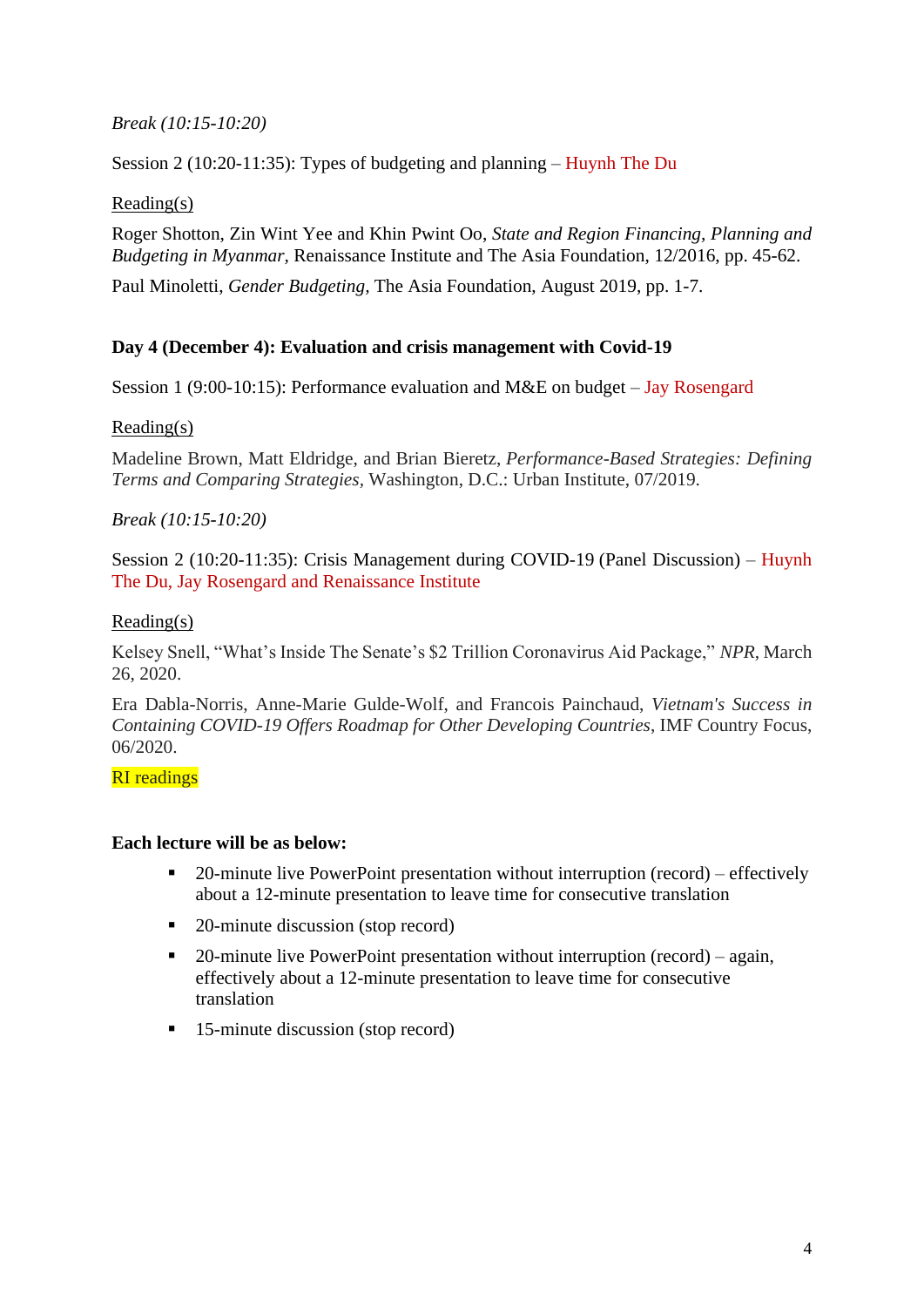*Break (10:15-10:20)*

Session 2 (10:20-11:35): Types of budgeting and planning – Huynh The Du

Reading(s)

Roger Shotton, Zin Wint Yee and Khin Pwint Oo, *State and Region Financing, Planning and Budgeting in Myanmar,* Renaissance Institute and The Asia Foundation, 12/2016, pp. 45-62.

Paul Minoletti, *Gender Budgeting,* The Asia Foundation, August 2019, pp. 1-7.

**Day 4 (December 4): Evaluation and crisis management with Covid-19**

Session 1 (9:00-10:15): Performance evaluation and M&E on budget – Jay Rosengard

Reading(s)

Madeline Brown, Matt Eldridge, and Brian Bieretz, *Performance-Based Strategies: Defining Terms and Comparing Strategies*, Washington, D.C.: Urban Institute, 07/2019.

*Break (10:15-10:20)*

Session 2 (10:20-11:35): Crisis Management during COVID-19 (Panel Discussion) – Huynh The Du, Jay Rosengard and Renaissance Institute

Reading(s)

Kelsey Snell, "What's Inside The Senate's $2 Trillion Coronavirus Aid Package," *NPR*, March 26, 2020.

Era Dabla-Norris, Anne-Marie Gulde-Wolf, and Francois Painchaud, *Vietnam's Success in Containing COVID-19 Offers Roadmap for Other Developing Countries*, IMF Country Focus, 06/2020.

RI readings

**Each lecture will be as below:**

- 20-minute live PowerPoint presentation without interruption (record) – effectively about a 12-minute presentation to leave time for consecutive translation
- 20-minute discussion (stop record)
- 20-minute live PowerPoint presentation without interruption (record) – again, effectively about a 12-minute presentation to leave time for consecutive translation
- 15-minute discussion (stop record)